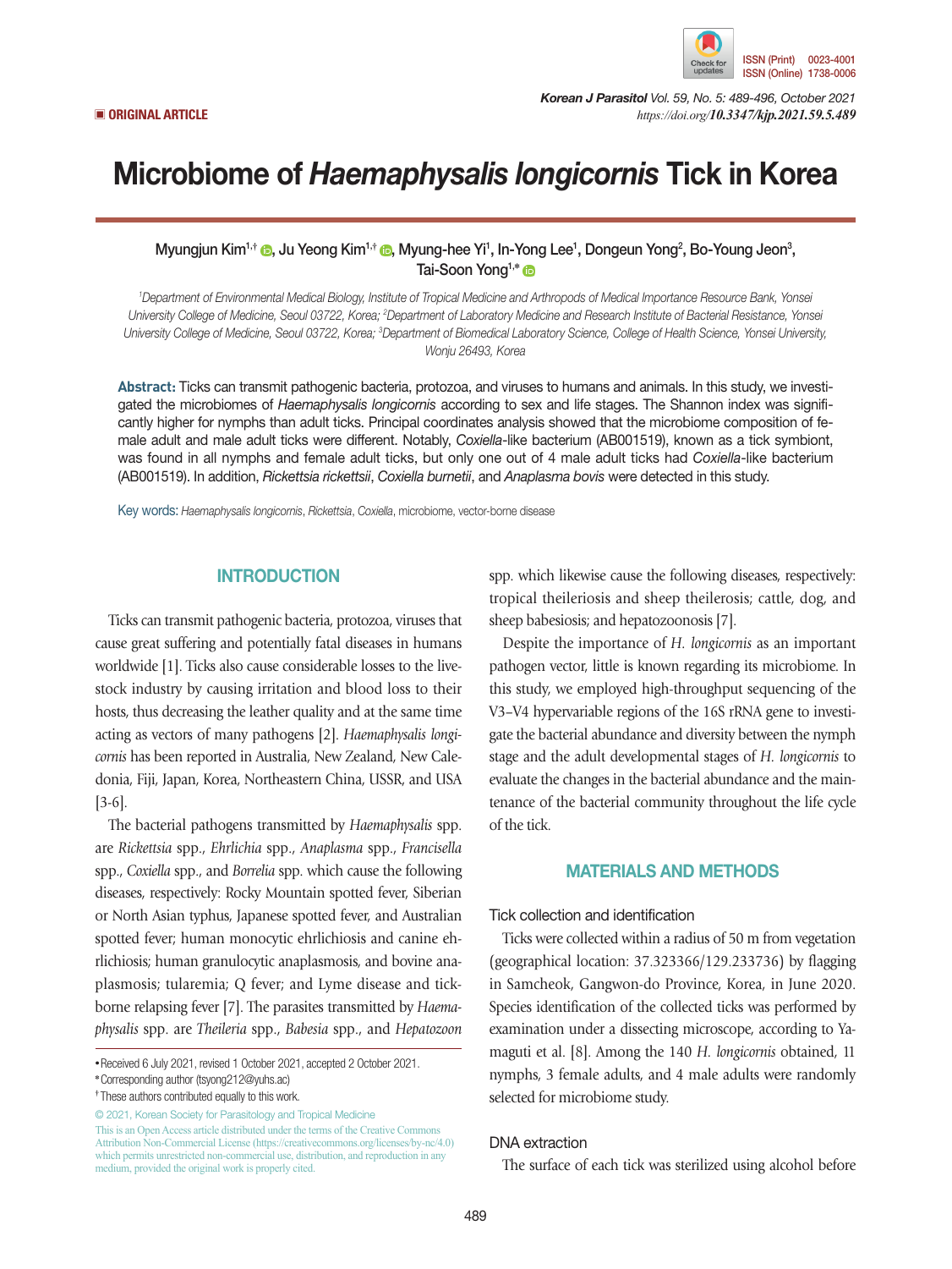ORIGINAL ARTICLE

# Microbiome of *Haemaphysalis longicornis* Tick in Korea

Myungjun Kim[1,†], Ju Yeong Kim[1,†], Myung-hee Yi[1], In-Yong Lee[1], Dongeun Yong[2], Bo-Young Jeon[3], Tai-Soon Yong[1,*]

[1]*Department of Environmental Medical Biology, Institute of Tropical Medicine and Arthropods of Medical Importance Resource Bank, Yonsei University College of Medicine, Seoul 03722, Korea;* [2]*Department of Laboratory Medicine and Research Institute of Bacterial Resistance, Yonsei University College of Medicine, Seoul 03722, Korea;* [3]*Department of Biomedical Laboratory Science, College of Health Science, Yonsei University, Wonju 26493, Korea*

**Abstract:** Ticks can transmit pathogenic bacteria, protozoa, and viruses to humans and animals. In this study, we investigated the microbiomes of *Haemaphysalis longicornis* according to sex and life stages. The Shannon index was significantly higher for nymphs than adult ticks. Principal coordinates analysis showed that the microbiome composition of female adult and male adult ticks were different. Notably, *Coxiella*-like bacterium (AB001519), known as a tick symbiont, was found in all nymphs and female adult ticks, but only one out of 4 male adult ticks had *Coxiella*-like bacterium (AB001519). In addition, *Rickettsia rickettsii*, *Coxiella burnetii*, and *Anaplasma bovis* were detected in this study.

Key words: *Haemaphysalis longicornis*, *Rickettsia*, *Coxiella*, microbiome, vector-borne disease

## INTRODUCTION

Ticks can transmit pathogenic bacteria, protozoa, viruses that cause great suffering and potentially fatal diseases in humans worldwide [1]. Ticks also cause considerable losses to the livestock industry by causing irritation and blood loss to their hosts, thus decreasing the leather quality and at the same time acting as vectors of many pathogens [2]. *Haemaphysalis longicornis* has been reported in Australia, New Zealand, New Caledonia, Fiji, Japan, Korea, Northeastern China, USSR, and USA [3-6].

The bacterial pathogens transmitted by *Haemaphysalis* spp. are *Rickettsia* spp., *Ehrlichia* spp., *Anaplasma* spp., *Francisella* spp., *Coxiella* spp., and *Borrelia* spp. which cause the following diseases, respectively: Rocky Mountain spotted fever, Siberian or North Asian typhus, Japanese spotted fever, and Australian spotted fever; human monocytic ehrlichiosis and canine ehrlichiosis; human granulocytic anaplasmosis, and bovine anaplasmosis; tularemia; Q fever; and Lyme disease and tick-borne relapsing fever [7]. The parasites transmitted by *Haemaphysalis* spp. are *Theileria* spp., *Babesia* spp., and *Hepatozoon* spp. which likewise cause the following diseases, respectively: tropical theileriosis and sheep theilerosis; cattle, dog, and sheep babesiosis; and hepatozoonosis [7].

Despite the importance of *H. longicornis* as an important pathogen vector, little is known regarding its microbiome. In this study, we employed high-throughput sequencing of the V3–V4 hypervariable regions of the 16S rRNA gene to investigate the bacterial abundance and diversity between the nymph stage and the adult developmental stages of *H. longicornis* to evaluate the changes in the bacterial abundance and the maintenance of the bacterial community throughout the life cycle of the tick.

## MATERIALS AND METHODS

### Tick collection and identification

Ticks were collected within a radius of 50 m from vegetation (geographical location: 37.323366/129.233736) by flagging in Samcheok, Gangwon-do Province, Korea, in June 2020. Species identification of the collected ticks was performed by examination under a dissecting microscope, according to Yamaguti et al. [8]. Among the 140 *H. longicornis* obtained, 11 nymphs, 3 female adults, and 4 male adults were randomly selected for microbiome study.

### DNA extraction

The surface of each tick was sterilized using alcohol before

- Received 6 July 2021, revised 1 October 2021, accepted 2 October 2021.
- *Corresponding author (tsyong212@yuhs.ac)
- †These authors contributed equally to this work.

© 2021, Korean Society for Parasitology and Tropical Medicine
This is an Open Access article distributed under the terms of the Creative Commons Attribution Non-Commercial License (https://creativecommons.org/licenses/by-nc/4.0) which permits unrestricted non-commercial use, distribution, and reproduction in any medium, provided the original work is properly cited.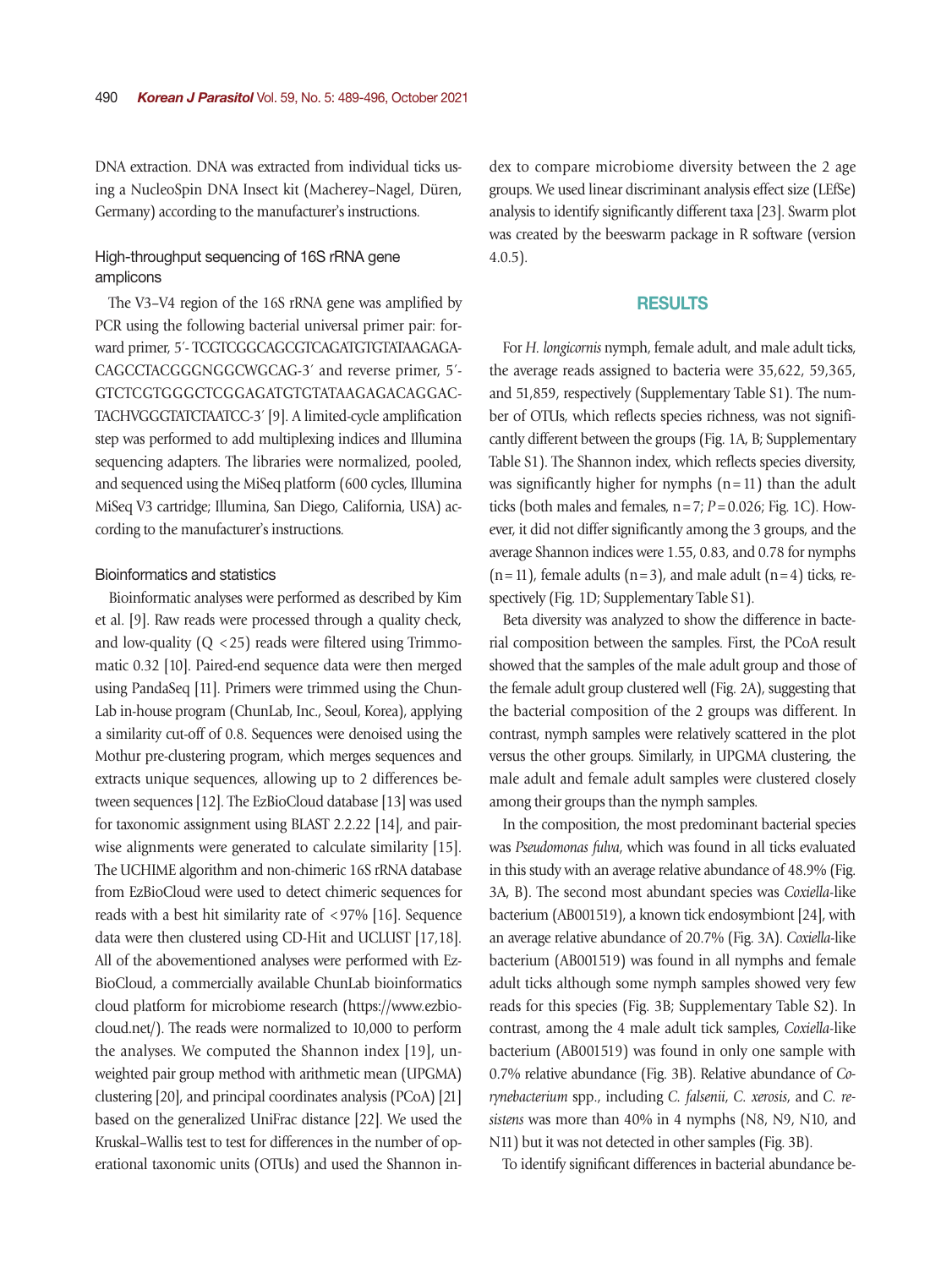DNA extraction. DNA was extracted from individual ticks using a NucleoSpin DNA Insect kit (Macherey–Nagel, Düren, Germany) according to the manufacturer's instructions.

### High-throughput sequencing of 16S rRNA gene amplicons

The V3–V4 region of the 16S rRNA gene was amplified by PCR using the following bacterial universal primer pair: forward primer, 5′- TCGTCGGCAGCGTCAGATGTGTATAAGAGACAGCCTACGGGNGGCWGCAG-3′ and reverse primer, 5′-GTCTCGTGGGCTCGGAGATGTGTATAAGAGACAGGACTACHVGGGTATCTAATCC-3′ [9]. A limited-cycle amplification step was performed to add multiplexing indices and Illumina sequencing adapters. The libraries were normalized, pooled, and sequenced using the MiSeq platform (600 cycles, Illumina MiSeq V3 cartridge; Illumina, San Diego, California, USA) according to the manufacturer's instructions.

### Bioinformatics and statistics

Bioinformatic analyses were performed as described by Kim et al. [9]. Raw reads were processed through a quality check, and low-quality ($Q < 25$) reads were filtered using Trimmomatic 0.32 [10]. Paired-end sequence data were then merged using PandaSeq [11]. Primers were trimmed using the ChunLab in-house program (ChunLab, Inc., Seoul, Korea), applying a similarity cut-off of 0.8. Sequences were denoised using the Mothur pre-clustering program, which merges sequences and extracts unique sequences, allowing up to 2 differences between sequences [12]. The EzBioCloud database [13] was used for taxonomic assignment using BLAST 2.2.22 [14], and pairwise alignments were generated to calculate similarity [15]. The UCHIME algorithm and non-chimeric 16S rRNA database from EzBioCloud were used to detect chimeric sequences for reads with a best hit similarity rate of <97% [16]. Sequence data were then clustered using CD-Hit and UCLUST [17,18]. All of the abovementioned analyses were performed with EzBioCloud, a commercially available ChunLab bioinformatics cloud platform for microbiome research (https://www.ezbiocloud.net/). The reads were normalized to 10,000 to perform the analyses. We computed the Shannon index [19], unweighted pair group method with arithmetic mean (UPGMA) clustering [20], and principal coordinates analysis (PCoA) [21] based on the generalized UniFrac distance [22]. We used the Kruskal–Wallis test to test for differences in the number of operational taxonomic units (OTUs) and used the Shannon index to compare microbiome diversity between the 2 age groups. We used linear discriminant analysis effect size (LEfSe) analysis to identify significantly different taxa [23]. Swarm plot was created by the beeswarm package in R software (version 4.0.5).

## RESULTS

For *H. longicornis* nymph, female adult, and male adult ticks, the average reads assigned to bacteria were 35,622, 59,365, and 51,859, respectively (Supplementary Table S1). The number of OTUs, which reflects species richness, was not significantly different between the groups (Fig. 1A, B; Supplementary Table S1). The Shannon index, which reflects species diversity, was significantly higher for nymphs ($n = 11$) than the adult ticks (both males and females, $n = 7$; $P = 0.026$; Fig. 1C). However, it did not differ significantly among the 3 groups, and the average Shannon indices were 1.55, 0.83, and 0.78 for nymphs ($n = 11$), female adults ($n = 3$), and male adult ($n = 4$) ticks, respectively (Fig. 1D; Supplementary Table S1).

Beta diversity was analyzed to show the difference in bacterial composition between the samples. First, the PCoA result showed that the samples of the male adult group and those of the female adult group clustered well (Fig. 2A), suggesting that the bacterial composition of the 2 groups was different. In contrast, nymph samples were relatively scattered in the plot versus the other groups. Similarly, in UPGMA clustering, the male adult and female adult samples were clustered closely among their groups than the nymph samples.

In the composition, the most predominant bacterial species was *Pseudomonas fulva*, which was found in all ticks evaluated in this study with an average relative abundance of 48.9% (Fig. 3A, B). The second most abundant species was *Coxiella*-like bacterium (AB001519), a known tick endosymbiont [24], with an average relative abundance of 20.7% (Fig. 3A). *Coxiella*-like bacterium (AB001519) was found in all nymphs and female adult ticks although some nymph samples showed very few reads for this species (Fig. 3B; Supplementary Table S2). In contrast, among the 4 male adult tick samples, *Coxiella*-like bacterium (AB001519) was found in only one sample with 0.7% relative abundance (Fig. 3B). Relative abundance of *Corynebacterium* spp., including *C. falsenii*, *C. xerosis*, and *C. resistens* was more than 40% in 4 nymphs (N8, N9, N10, and N11) but it was not detected in other samples (Fig. 3B).

To identify significant differences in bacterial abundance be-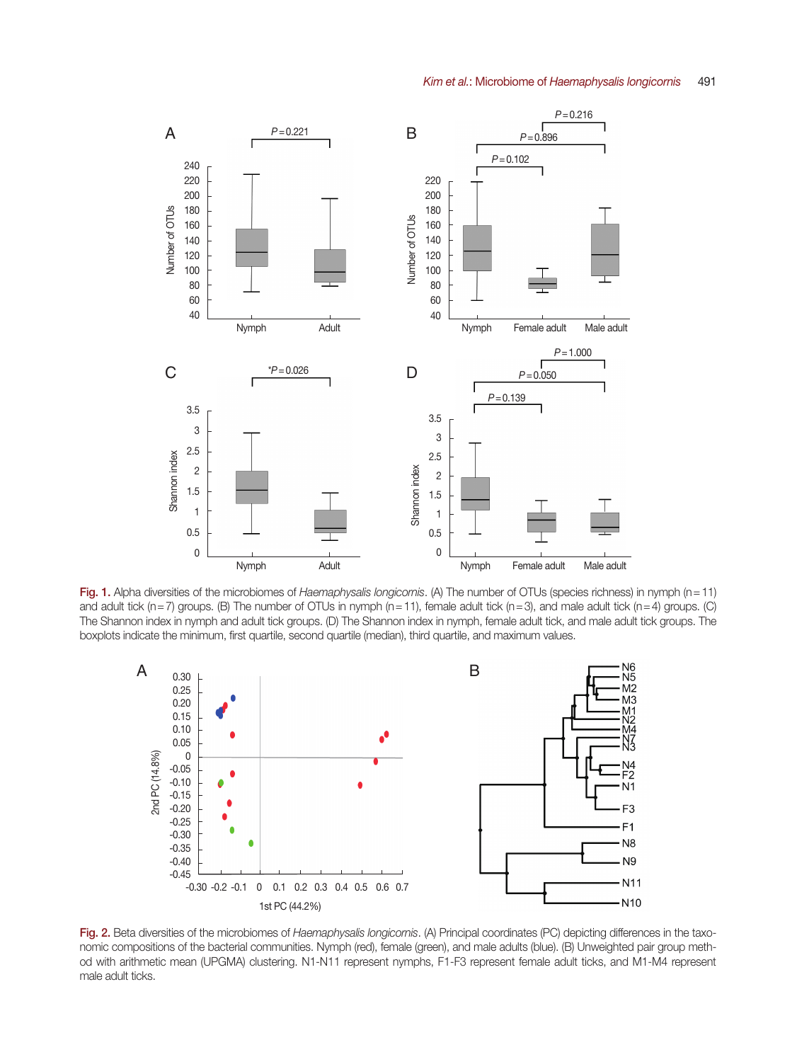Fig. 1. Alpha diversities of the microbiomes of *Haemaphysalis longicornis*. (A) The number of OTUs (species richness) in nymph (n = 11) and adult tick (n = 7) groups. (B) The number of OTUs in nymph (n = 11), female adult tick (n = 3), and male adult tick (n = 4) groups. (C) The Shannon index in nymph and adult tick groups. (D) The Shannon index in nymph, female adult tick, and male adult tick groups. The boxplots indicate the minimum, first quartile, second quartile (median), third quartile, and maximum values.

Fig. 2. Beta diversities of the microbiomes of *Haemaphysalis longicornis*. (A) Principal coordinates (PC) depicting differences in the taxonomic compositions of the bacterial communities. Nymph (red), female (green), and male adults (blue). (B) Unweighted pair group method with arithmetic mean (UPGMA) clustering. N1-N11 represent nymphs, F1-F3 represent female adult ticks, and M1-M4 represent male adult ticks.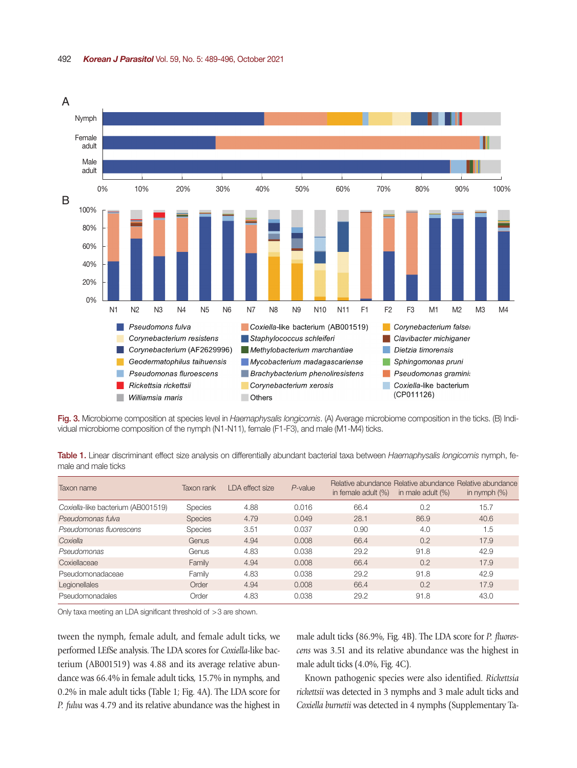Fig. 3. Microbiome composition at species level in *Haemaphysalis longicornis*. (A) Average microbiome composition in the ticks. (B) Individual microbiome composition of the nymph (N1-N11), female (F1-F3), and male (M1-M4) ticks.

Table 1. Linear discriminant effect size analysis on differentially abundant bacterial taxa between *Haemaphysalis longicornis* nymph, female and male ticks

| Taxon name | Taxon rank | LDA effect size | *P*-value | Relative abundance in female adult (%) | Relative abundance in male adult (%) | Relative abundance in nymph (%) |
|---|---|---|---|---|---|---|
| *Coxiella*-like bacterium (AB001519) | Species | 4.88 | 0.016 | 66.4 | 0.2 | 15.7 |
| *Pseudomonas fulva* | Species | 4.79 | 0.049 | 28.1 | 86.9 | 40.6 |
| *Pseudomonas fluorescens* | Species | 3.51 | 0.037 | 0.90 | 4.0 | 1.5 |
| *Coxiella* | Genus | 4.94 | 0.008 | 66.4 | 0.2 | 17.9 |
| *Pseudomonas* | Genus | 4.83 | 0.038 | 29.2 | 91.8 | 42.9 |
| Coxiellaceae | Family | 4.94 | 0.008 | 66.4 | 0.2 | 17.9 |
| Pseudomonadaceae | Family | 4.83 | 0.038 | 29.2 | 91.8 | 42.9 |
| Legionellales | Order | 4.94 | 0.008 | 66.4 | 0.2 | 17.9 |
| Pseudomonadales | Order | 4.83 | 0.038 | 29.2 | 91.8 | 43.0 |

Only taxa meeting an LDA significant threshold of >3 are shown.

tween the nymph, female adult, and female adult ticks, we performed LEfSe analysis. The LDA scores for *Coxiella*-like bacterium (AB001519) was 4.88 and its average relative abundance was 66.4% in female adult ticks, 15.7% in nymphs, and 0.2% in male adult ticks (Table 1; Fig. 4A). The LDA score for *P. fulva* was 4.79 and its relative abundance was the highest in male adult ticks (86.9%, Fig. 4B). The LDA score for *P. fluorescens* was 3.51 and its relative abundance was the highest in male adult ticks (4.0%, Fig. 4C).

Known pathogenic species were also identified. *Rickettsia rickettsii* was detected in 3 nymphs and 3 male adult ticks and *Coxiella burnetii* was detected in 4 nymphs (Supplementary Ta-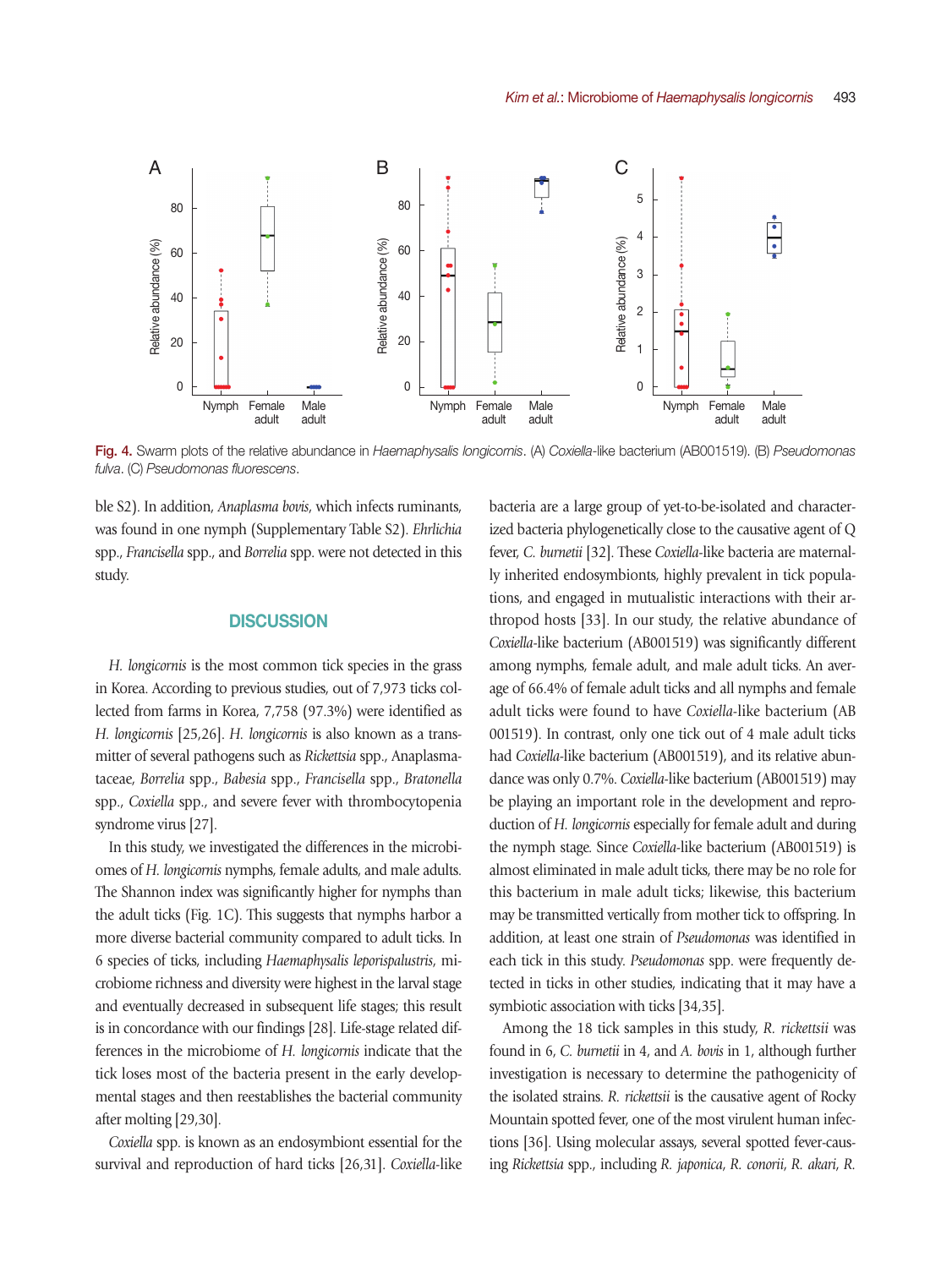Fig. 4. Swarm plots of the relative abundance in *Haemaphysalis longicornis*. (A) *Coxiella*-like bacterium (AB001519). (B) *Pseudomonas fulva*. (C) *Pseudomonas fluorescens*.

ble S2). In addition, *Anaplasma bovis*, which infects ruminants, was found in one nymph (Supplementary Table S2). *Ehrlichia* spp., *Francisella* spp., and *Borrelia* spp. were not detected in this study.

## DISCUSSION

*H. longicornis* is the most common tick species in the grass in Korea. According to previous studies, out of 7,973 ticks collected from farms in Korea, 7,758 (97.3%) were identified as *H. longicornis* [25,26]. *H. longicornis* is also known as a transmitter of several pathogens such as *Rickettsia* spp., Anaplasmataceae, *Borrelia* spp., *Babesia* spp., *Francisella* spp., *Bratonella* spp., *Coxiella* spp., and severe fever with thrombocytopenia syndrome virus [27].

In this study, we investigated the differences in the microbiomes of *H. longicornis* nymphs, female adults, and male adults. The Shannon index was significantly higher for nymphs than the adult ticks (Fig. 1C). This suggests that nymphs harbor a more diverse bacterial community compared to adult ticks. In 6 species of ticks, including *Haemaphysalis leporispalustris*, microbiome richness and diversity were highest in the larval stage and eventually decreased in subsequent life stages; this result is in concordance with our findings [28]. Life-stage related differences in the microbiome of *H. longicornis* indicate that the tick loses most of the bacteria present in the early developmental stages and then reestablishes the bacterial community after molting [29,30].

*Coxiella* spp. is known as an endosymbiont essential for the survival and reproduction of hard ticks [26,31]. *Coxiella*-like bacteria are a large group of yet-to-be-isolated and characterized bacteria phylogenetically close to the causative agent of Q fever, *C. burnetii* [32]. These *Coxiella*-like bacteria are maternally inherited endosymbionts, highly prevalent in tick populations, and engaged in mutualistic interactions with their arthropod hosts [33]. In our study, the relative abundance of *Coxiella*-like bacterium (AB001519) was significantly different among nymphs, female adult, and male adult ticks. An average of 66.4% of female adult ticks and all nymphs and female adult ticks were found to have *Coxiella*-like bacterium (AB 001519). In contrast, only one tick out of 4 male adult ticks had *Coxiella*-like bacterium (AB001519), and its relative abundance was only 0.7%. *Coxiella*-like bacterium (AB001519) may be playing an important role in the development and reproduction of *H. longicornis* especially for female adult and during the nymph stage. Since *Coxiella*-like bacterium (AB001519) is almost eliminated in male adult ticks, there may be no role for this bacterium in male adult ticks; likewise, this bacterium may be transmitted vertically from mother tick to offspring. In addition, at least one strain of *Pseudomonas* was identified in each tick in this study. *Pseudomonas* spp. were frequently detected in ticks in other studies, indicating that it may have a symbiotic association with ticks [34,35].

Among the 18 tick samples in this study, *R. rickettsii* was found in 6, *C. burnetii* in 4, and *A. bovis* in 1, although further investigation is necessary to determine the pathogenicity of the isolated strains. *R. rickettsii* is the causative agent of Rocky Mountain spotted fever, one of the most virulent human infections [36]. Using molecular assays, several spotted fever-causing *Rickettsia* spp., including *R. japonica*, *R. conorii*, *R. akari*, *R.*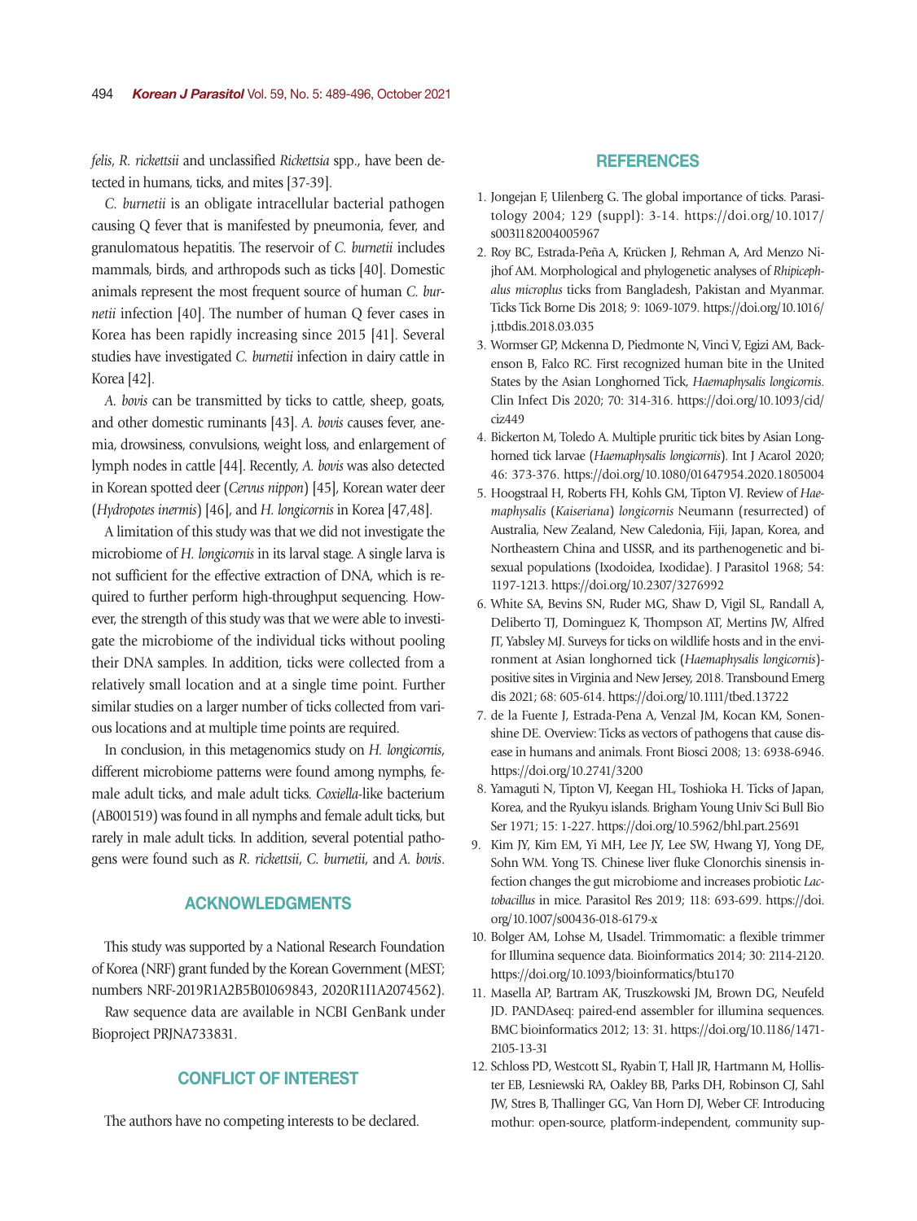*felis*, *R. rickettsii* and unclassified *Rickettsia* spp., have been detected in humans, ticks, and mites [37-39].

*C. burnetii* is an obligate intracellular bacterial pathogen causing Q fever that is manifested by pneumonia, fever, and granulomatous hepatitis. The reservoir of *C. burnetii* includes mammals, birds, and arthropods such as ticks [40]. Domestic animals represent the most frequent source of human *C. burnetii* infection [40]. The number of human Q fever cases in Korea has been rapidly increasing since 2015 [41]. Several studies have investigated *C. burnetii* infection in dairy cattle in Korea [42].

*A. bovis* can be transmitted by ticks to cattle, sheep, goats, and other domestic ruminants [43]. *A. bovis* causes fever, anemia, drowsiness, convulsions, weight loss, and enlargement of lymph nodes in cattle [44]. Recently, *A. bovis* was also detected in Korean spotted deer (*Cervus nippon*) [45], Korean water deer (*Hydropotes inermis*) [46], and *H. longicornis* in Korea [47,48].

A limitation of this study was that we did not investigate the microbiome of *H. longicornis* in its larval stage. A single larva is not sufficient for the effective extraction of DNA, which is required to further perform high-throughput sequencing. However, the strength of this study was that we were able to investigate the microbiome of the individual ticks without pooling their DNA samples. In addition, ticks were collected from a relatively small location and at a single time point. Further similar studies on a larger number of ticks collected from various locations and at multiple time points are required.

In conclusion, in this metagenomics study on *H. longicornis*, different microbiome patterns were found among nymphs, female adult ticks, and male adult ticks. *Coxiella*-like bacterium (AB001519) was found in all nymphs and female adult ticks, but rarely in male adult ticks. In addition, several potential pathogens were found such as *R. rickettsii*, *C. burnetii*, and *A. bovis*.

## ACKNOWLEDGMENTS

This study was supported by a National Research Foundation of Korea (NRF) grant funded by the Korean Government (MEST; numbers NRF-2019R1A2B5B01069843, 2020R1I1A2074562).

Raw sequence data are available in NCBI GenBank under Bioproject PRJNA733831.

## CONFLICT OF INTEREST

The authors have no competing interests to be declared.

## REFERENCES

1. Jongejan F, Uilenberg G. The global importance of ticks. Parasitology 2004; 129 (suppl): 3-14. https://doi.org/10.1017/s0031182004005967
2. Roy BC, Estrada-Peña A, Krücken J, Rehman A, Ard Menzo Nijhof AM. Morphological and phylogenetic analyses of *Rhipicephalus microplus* ticks from Bangladesh, Pakistan and Myanmar. Ticks Tick Borne Dis 2018; 9: 1069-1079. https://doi.org/10.1016/j.ttbdis.2018.03.035
3. Wormser GP, Mckenna D, Piedmonte N, Vinci V, Egizi AM, Backenson B, Falco RC. First recognized human bite in the United States by the Asian Longhorned Tick, *Haemaphysalis longicornis*. Clin Infect Dis 2020; 70: 314-316. https://doi.org/10.1093/cid/ciz449
4. Bickerton M, Toledo A. Multiple pruritic tick bites by Asian Longhorned tick larvae (*Haemaphysalis longicornis*). Int J Acarol 2020; 46: 373-376. https://doi.org/10.1080/01647954.2020.1805004
5. Hoogstraal H, Roberts FH, Kohls GM, Tipton VJ. Review of *Haemaphysalis* (*Kaiseriana*) *longicornis* Neumann (resurrected) of Australia, New Zealand, New Caledonia, Fiji, Japan, Korea, and Northeastern China and USSR, and its parthenogenetic and bisexual populations (Ixodoidea, Ixodidae). J Parasitol 1968; 54: 1197-1213. https://doi.org/10.2307/3276992
6. White SA, Bevins SN, Ruder MG, Shaw D, Vigil SL, Randall A, Deliberto TJ, Dominguez K, Thompson AT, Mertins JW, Alfred JT, Yabsley MJ. Surveys for ticks on wildlife hosts and in the environment at Asian longhorned tick (*Haemaphysalis longicornis*)-positive sites in Virginia and New Jersey, 2018. Transbound Emerg dis 2021; 68: 605-614. https://doi.org/10.1111/tbed.13722
7. de la Fuente J, Estrada-Pena A, Venzal JM, Kocan KM, Sonenshine DE. Overview: Ticks as vectors of pathogens that cause disease in humans and animals. Front Biosci 2008; 13: 6938-6946. https://doi.org/10.2741/3200
8. Yamaguti N, Tipton VJ, Keegan HL, Toshioka H. Ticks of Japan, Korea, and the Ryukyu islands. Brigham Young Univ Sci Bull Bio Ser 1971; 15: 1-227. https://doi.org/10.5962/bhl.part.25691
9. Kim JY, Kim EM, Yi MH, Lee JY, Lee SW, Hwang YJ, Yong DE, Sohn WM. Yong TS. Chinese liver fluke Clonorchis sinensis infection changes the gut microbiome and increases probiotic *Lactobacillus* in mice. Parasitol Res 2019; 118: 693-699. https://doi.org/10.1007/s00436-018-6179-x
10. Bolger AM, Lohse M, Usadel. Trimmomatic: a flexible trimmer for Illumina sequence data. Bioinformatics 2014; 30: 2114-2120. https://doi.org/10.1093/bioinformatics/btu170
11. Masella AP, Bartram AK, Truszkowski JM, Brown DG, Neufeld JD. PANDAseq: paired-end assembler for illumina sequences. BMC bioinformatics 2012; 13: 31. https://doi.org/10.1186/1471-2105-13-31
12. Schloss PD, Westcott SL, Ryabin T, Hall JR, Hartmann M, Hollister EB, Lesniewski RA, Oakley BB, Parks DH, Robinson CJ, Sahl JW, Stres B, Thallinger GG, Van Horn DJ, Weber CF. Introducing mothur: open-source, platform-independent, community sup-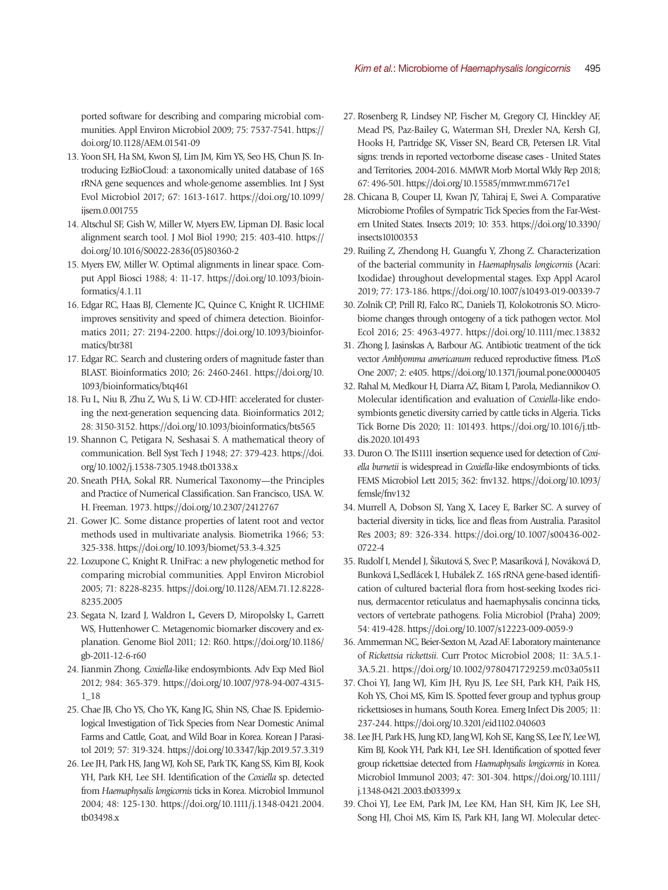ported software for describing and comparing microbial communities. Appl Environ Microbiol 2009; 75: 7537-7541. https://doi.org/10.1128/AEM.01541-09

13. Yoon SH, Ha SM, Kwon SJ, Lim JM, Kim YS, Seo HS, Chun JS. Introducing EzBioCloud: a taxonomically united database of 16S rRNA gene sequences and whole-genome assemblies. Int J Syst Evol Microbiol 2017; 67: 1613-1617. https://doi.org/10.1099/ijsem.0.001755
14. Altschul SF, Gish W, Miller W, Myers EW, Lipman DJ. Basic local alignment search tool. J Mol Biol 1990; 215: 403-410. https://doi.org/10.1016/S0022-2836(05)80360-2
15. Myers EW, Miller W. Optimal alignments in linear space. Comput Appl Biosci 1988; 4: 11-17. https://doi.org/10.1093/bioinformatics/4.1.11
16. Edgar RC, Haas BJ, Clemente JC, Quince C, Knight R. UCHIME improves sensitivity and speed of chimera detection. Bioinformatics 2011; 27: 2194-2200. https://doi.org/10.1093/bioinformatics/btr381
17. Edgar RC. Search and clustering orders of magnitude faster than BLAST. Bioinformatics 2010; 26: 2460-2461. https://doi.org/10.1093/bioinformatics/btq461
18. Fu L, Niu B, Zhu Z, Wu S, Li W. CD-HIT: accelerated for clustering the next-generation sequencing data. Bioinformatics 2012; 28: 3150-3152. https://doi.org/10.1093/bioinformatics/bts565
19. Shannon C, Petigara N, Seshasai S. A mathematical theory of communication. Bell Syst Tech J 1948; 27: 379-423. https://doi.org/10.1002/j.1538-7305.1948.tb01338.x
20. Sneath PHA, Sokal RR. Numerical Taxonomy—the Principles and Practice of Numerical Classification. San Francisco, USA. W. H. Freeman. 1973. https://doi.org/10.2307/2412767
21. Gower JC. Some distance properties of latent root and vector methods used in multivariate analysis. Biometrika 1966; 53: 325-338. https://doi.org/10.1093/biomet/53.3-4.325
22. Lozupone C, Knight R. UniFrac: a new phylogenetic method for comparing microbial communities. Appl Environ Microbiol 2005; 71: 8228-8235. https://doi.org/10.1128/AEM.71.12.8228-8235.2005
23. Segata N, Izard J, Waldron L, Gevers D, Miropolsky L, Garrett WS, Huttenhower C. Metagenomic biomarker discovery and explanation. Genome Biol 2011; 12: R60. https://doi.org/10.1186/gb-2011-12-6-r60
24. Jianmin Zhong. *Coxiella*-like endosymbionts. Adv Exp Med Biol 2012; 984: 365-379. https://doi.org/10.1007/978-94-007-4315-1_18
25. Chae JB, Cho YS, Cho YK, Kang JG, Shin NS, Chae JS. Epidemiological Investigation of Tick Species from Near Domestic Animal Farms and Cattle, Goat, and Wild Boar in Korea. Korean J Parasitol 2019; 57: 319-324. https://doi.org/10.3347/kjp.2019.57.3.319
26. Lee JH, Park HS, Jang WJ, Koh SE, Park TK, Kang SS, Kim BJ, Kook YH, Park KH, Lee SH. Identification of the *Coxiella* sp. detected from *Haemaphysalis longicornis* ticks in Korea. Microbiol Immunol 2004; 48: 125-130. https://doi.org/10.1111/j.1348-0421.2004.tb03498.x
27. Rosenberg R, Lindsey NP, Fischer M, Gregory CJ, Hinckley AF, Mead PS, Paz-Bailey G, Waterman SH, Drexler NA, Kersh GJ, Hooks H, Partridge SK, Visser SN, Beard CB, Petersen LR. Vital signs: trends in reported vectorborne disease cases - United States and Territories, 2004-2016. MMWR Morb Mortal Wkly Rep 2018; 67: 496-501. https://doi.org/10.15585/mmwr.mm6717e1
28. Chicana B, Couper LI, Kwan JY, Tahiraj E, Swei A. Comparative Microbiome Profiles of Sympatric Tick Species from the Far-Western United States. Insects 2019; 10: 353. https://doi.org/10.3390/insects10100353
29. Ruiling Z, Zhendong H, Guangfu Y, Zhong Z. Characterization of the bacterial community in *Haemaphysalis longicornis* (Acari: Ixodidae) throughout developmental stages. Exp Appl Acarol 2019; 77: 173-186. https://doi.org/10.1007/s10493-019-00339-7
30. Zolnik CP, Prill RJ, Falco RC, Daniels TJ, Kolokotronis SO. Microbiome changes through ontogeny of a tick pathogen vector. Mol Ecol 2016; 25: 4963-4977. https://doi.org/10.1111/mec.13832
31. Zhong J, Jasinskas A, Barbour AG. Antibiotic treatment of the tick vector *Amblyomma americanum* reduced reproductive fitness. PLoS One 2007; 2: e405. https://doi.org/10.1371/journal.pone.0000405
32. Rahal M, Medkour H, Diarra AZ, Bitam I, Parola, Mediannikov O. Molecular identification and evaluation of *Coxiella*-like endosymbionts genetic diversity carried by cattle ticks in Algeria. Ticks Tick Borne Dis 2020; 11: 101493. https://doi.org/10.1016/j.ttbdis.2020.101493
33. Duron O. The IS1111 insertion sequence used for detection of *Coxiella burnetii* is widespread in *Coxiella*-like endosymbionts of ticks. FEMS Microbiol Lett 2015; 362: fnv132. https://doi.org/10.1093/femsle/fnv132
34. Murrell A, Dobson SJ, Yang X, Lacey E, Barker SC. A survey of bacterial diversity in ticks, lice and fleas from Australia. Parasitol Res 2003; 89: 326-334. https://doi.org/10.1007/s00436-002-0722-4
35. Rudolf I, Mendel J, Šikutová S, Svec P, Masaríková J, Nováková D, Bunková L,Sedlácek I, Hubálek Z. 16S rRNA gene-based identification of cultured bacterial flora from host-seeking Ixodes ricinus, dermacentor reticulatus and haemaphysalis concinna ticks, vectors of vertebrate pathogens. Folia Microbiol (Praha) 2009; 54: 419-428. https://doi.org/10.1007/s12223-009-0059-9
36. Ammerman NC, Beier-Sexton M, Azad AF. Laboratory maintenance of *Rickettsia rickettsii*. Curr Protoc Microbiol 2008; 11: 3A.5.1-3A.5.21. https://doi.org/10.1002/9780471729259.mc03a05s11
37. Choi YJ, Jang WJ, Kim JH, Ryu JS, Lee SH, Park KH, Paik HS, Koh YS, Choi MS, Kim IS. Spotted fever group and typhus group rickettsioses in humans, South Korea. Emerg Infect Dis 2005; 11: 237-244. https://doi.org/10.3201/eid1102.040603
38. Lee JH, Park HS, Jung KD, Jang WJ, Koh SE, Kang SS, Lee IY, Lee WJ, Kim BJ, Kook YH, Park KH, Lee SH. Identification of spotted fever group rickettsiae detected from *Haemaphysalis longicornis* in Korea. Microbiol Immunol 2003; 47: 301-304. https://doi.org/10.1111/j.1348-0421.2003.tb03399.x
39. Choi YJ, Lee EM, Park JM, Lee KM, Han SH, Kim JK, Lee SH, Song HJ, Choi MS, Kim IS, Park KH, Jang WJ. Molecular detec-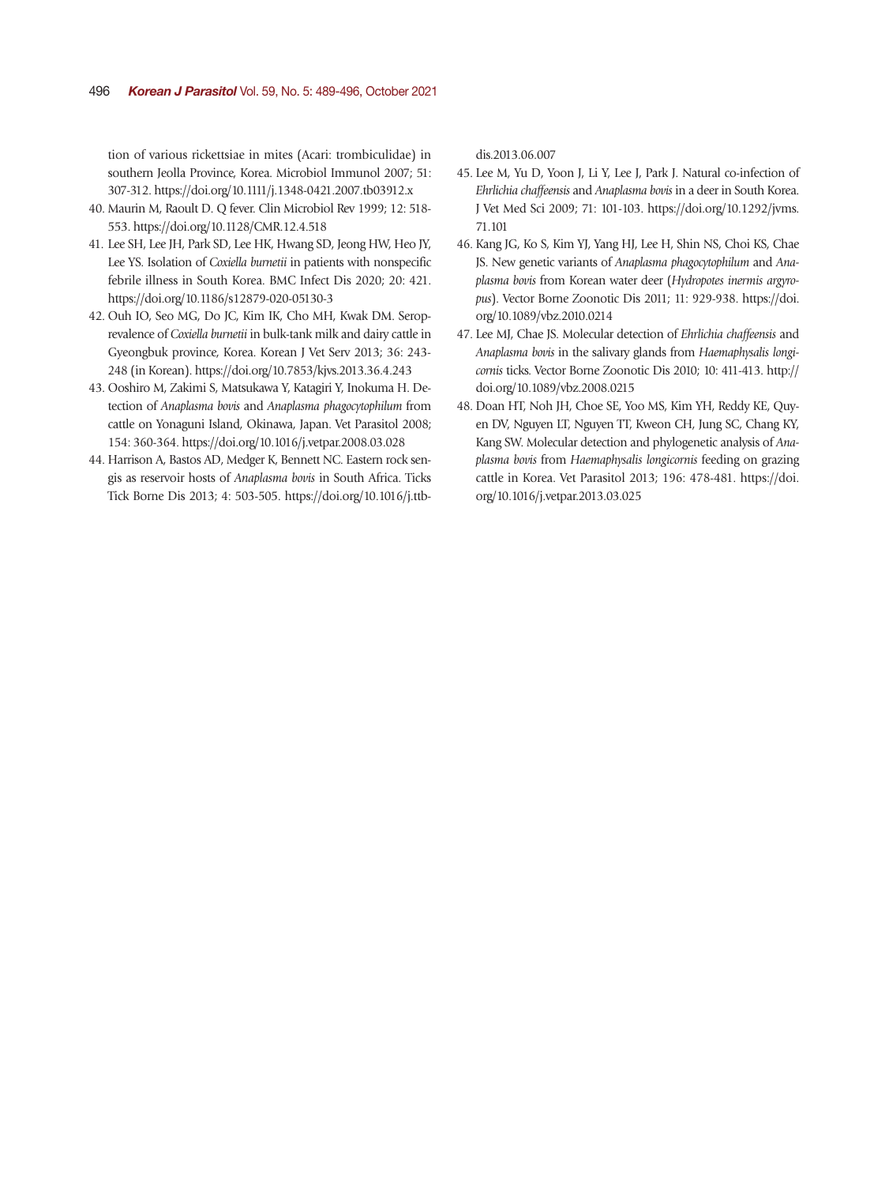tion of various rickettsiae in mites (Acari: trombiculidae) in southern Jeolla Province, Korea. Microbiol Immunol 2007; 51: 307-312. https://doi.org/10.1111/j.1348-0421.2007.tb03912.x

40. Maurin M, Raoult D. Q fever. Clin Microbiol Rev 1999; 12: 518-553. https://doi.org/10.1128/CMR.12.4.518
41. Lee SH, Lee JH, Park SD, Lee HK, Hwang SD, Jeong HW, Heo JY, Lee YS. Isolation of *Coxiella burnetii* in patients with nonspecific febrile illness in South Korea. BMC Infect Dis 2020; 20: 421. https://doi.org/10.1186/s12879-020-05130-3
42. Ouh IO, Seo MG, Do JC, Kim IK, Cho MH, Kwak DM. Seroprevalence of *Coxiella burnetii* in bulk-tank milk and dairy cattle in Gyeongbuk province, Korea. Korean J Vet Serv 2013; 36: 243-248 (in Korean). https://doi.org/10.7853/kjvs.2013.36.4.243
43. Ooshiro M, Zakimi S, Matsukawa Y, Katagiri Y, Inokuma H. Detection of *Anaplasma bovis* and *Anaplasma phagocytophilum* from cattle on Yonaguni Island, Okinawa, Japan. Vet Parasitol 2008; 154: 360-364. https://doi.org/10.1016/j.vetpar.2008.03.028
44. Harrison A, Bastos AD, Medger K, Bennett NC. Eastern rock sengis as reservoir hosts of *Anaplasma bovis* in South Africa. Ticks Tick Borne Dis 2013; 4: 503-505. https://doi.org/10.1016/j.ttbdis.2013.06.007
45. Lee M, Yu D, Yoon J, Li Y, Lee J, Park J. Natural co-infection of *Ehrlichia chaffeensis* and *Anaplasma bovis* in a deer in South Korea. J Vet Med Sci 2009; 71: 101-103. https://doi.org/10.1292/jvms.71.101
46. Kang JG, Ko S, Kim YJ, Yang HJ, Lee H, Shin NS, Choi KS, Chae JS. New genetic variants of *Anaplasma phagocytophilum* and *Anaplasma bovis* from Korean water deer (*Hydropotes inermis argyropus*). Vector Borne Zoonotic Dis 2011; 11: 929-938. https://doi.org/10.1089/vbz.2010.0214
47. Lee MJ, Chae JS. Molecular detection of *Ehrlichia chaffeensis* and *Anaplasma bovis* in the salivary glands from *Haemaphysalis longicornis* ticks. Vector Borne Zoonotic Dis 2010; 10: 411-413. http://doi.org/10.1089/vbz.2008.0215
48. Doan HT, Noh JH, Choe SE, Yoo MS, Kim YH, Reddy KE, Quyen DV, Nguyen LT, Nguyen TT, Kweon CH, Jung SC, Chang KY, Kang SW. Molecular detection and phylogenetic analysis of *Anaplasma bovis* from *Haemaphysalis longicornis* feeding on grazing cattle in Korea. Vet Parasitol 2013; 196: 478-481. https://doi.org/10.1016/j.vetpar.2013.03.025